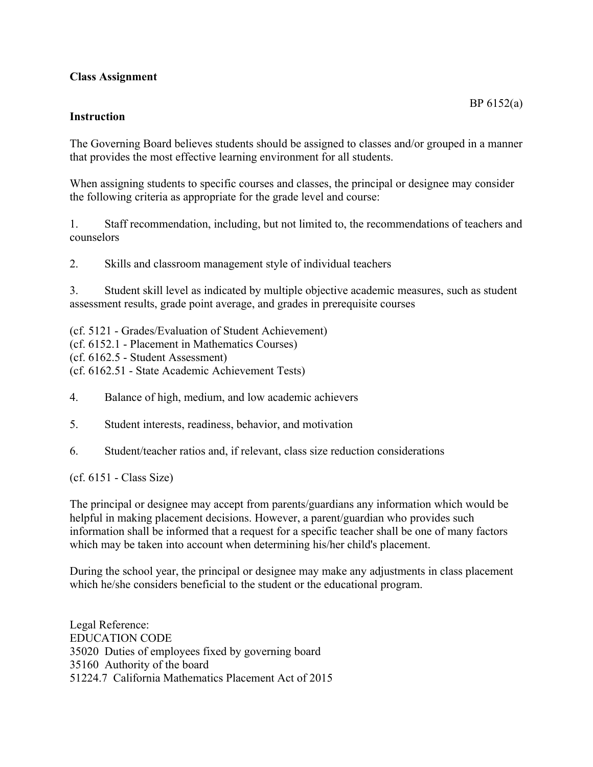**Class Assignment**

BP 6152(a)

**Instruction**

The Governing Board believes students should be assigned to classes and/or grouped in a manner that provides the most effective learning environment for all students.

When assigning students to specific courses and classes, the principal or designee may consider the following criteria as appropriate for the grade level and course:

1. Staff recommendation, including, but not limited to, the recommendations of teachers and counselors

2. Skills and classroom management style of individual teachers

3. Student skill level as indicated by multiple objective academic measures, such as student assessment results, grade point average, and grades in prerequisite courses

(cf. 5121 - Grades/Evaluation of Student Achievement)
(cf. 6152.1 - Placement in Mathematics Courses)
(cf. 6162.5 - Student Assessment)
(cf. 6162.51 - State Academic Achievement Tests)

4. Balance of high, medium, and low academic achievers

5. Student interests, readiness, behavior, and motivation

6. Student/teacher ratios and, if relevant, class size reduction considerations

(cf. 6151 - Class Size)

The principal or designee may accept from parents/guardians any information which would be helpful in making placement decisions. However, a parent/guardian who provides such information shall be informed that a request for a specific teacher shall be one of many factors which may be taken into account when determining his/her child's placement.

During the school year, the principal or designee may make any adjustments in class placement which he/she considers beneficial to the student or the educational program.

Legal Reference:
EDUCATION CODE
35020 Duties of employees fixed by governing board
35160 Authority of the board
51224.7 California Mathematics Placement Act of 2015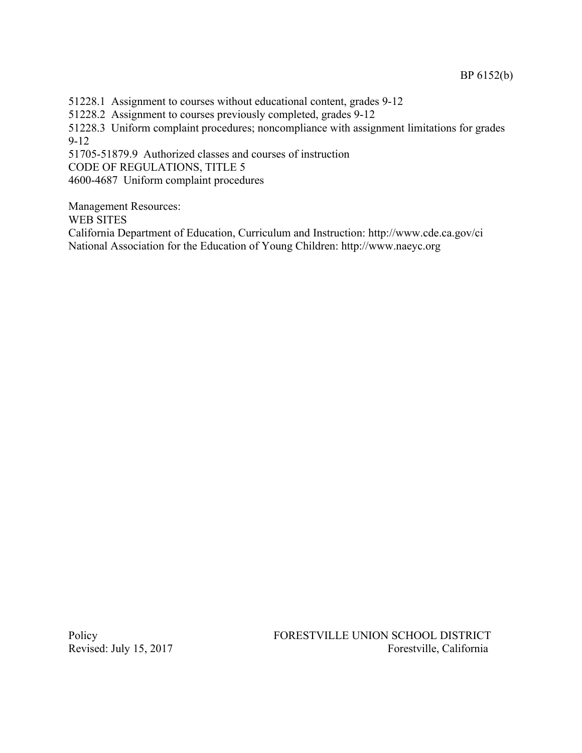51228.1 Assignment to courses without educational content, grades 9-12
51228.2 Assignment to courses previously completed, grades 9-12
51228.3 Uniform complaint procedures; noncompliance with assignment limitations for grades 9-12
51705-51879.9 Authorized classes and courses of instruction
CODE OF REGULATIONS, TITLE 5
4600-4687 Uniform complaint procedures

Management Resources:
WEB SITES
California Department of Education, Curriculum and Instruction: http://www.cde.ca.gov/ci
National Association for the Education of Young Children: http://www.naeyc.org

Policy
Revised: July 15, 2017

FORESTVILLE UNION SCHOOL DISTRICT
Forestville, California